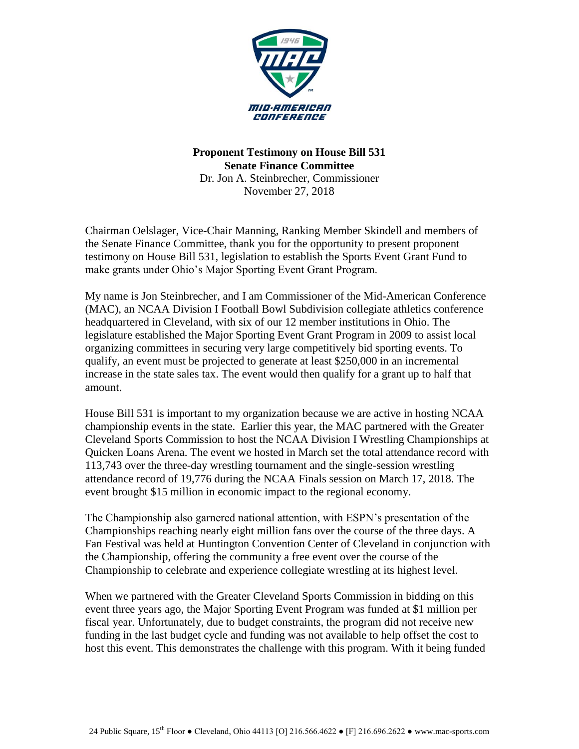**Proponent Testimony on House Bill 531**
**Senate Finance Committee**
Dr. Jon A. Steinbrecher, Commissioner
November 27, 2018

Chairman Oelslager, Vice-Chair Manning, Ranking Member Skindell and members of the Senate Finance Committee, thank you for the opportunity to present proponent testimony on House Bill 531, legislation to establish the Sports Event Grant Fund to make grants under Ohio's Major Sporting Event Grant Program.

My name is Jon Steinbrecher, and I am Commissioner of the Mid-American Conference (MAC), an NCAA Division I Football Bowl Subdivision collegiate athletics conference headquartered in Cleveland, with six of our 12 member institutions in Ohio. The legislature established the Major Sporting Event Grant Program in 2009 to assist local organizing committees in securing very large competitively bid sporting events. To qualify, an event must be projected to generate at least \$250,000 in an incremental increase in the state sales tax. The event would then qualify for a grant up to half that amount.

House Bill 531 is important to my organization because we are active in hosting NCAA championship events in the state. Earlier this year, the MAC partnered with the Greater Cleveland Sports Commission to host the NCAA Division I Wrestling Championships at Quicken Loans Arena. The event we hosted in March set the total attendance record with 113,743 over the three-day wrestling tournament and the single-session wrestling attendance record of 19,776 during the NCAA Finals session on March 17, 2018. The event brought \$15 million in economic impact to the regional economy.

The Championship also garnered national attention, with ESPN's presentation of the Championships reaching nearly eight million fans over the course of the three days. A Fan Festival was held at Huntington Convention Center of Cleveland in conjunction with the Championship, offering the community a free event over the course of the Championship to celebrate and experience collegiate wrestling at its highest level.

When we partnered with the Greater Cleveland Sports Commission in bidding on this event three years ago, the Major Sporting Event Program was funded at \$1 million per fiscal year. Unfortunately, due to budget constraints, the program did not receive new funding in the last budget cycle and funding was not available to help offset the cost to host this event. This demonstrates the challenge with this program. With it being funded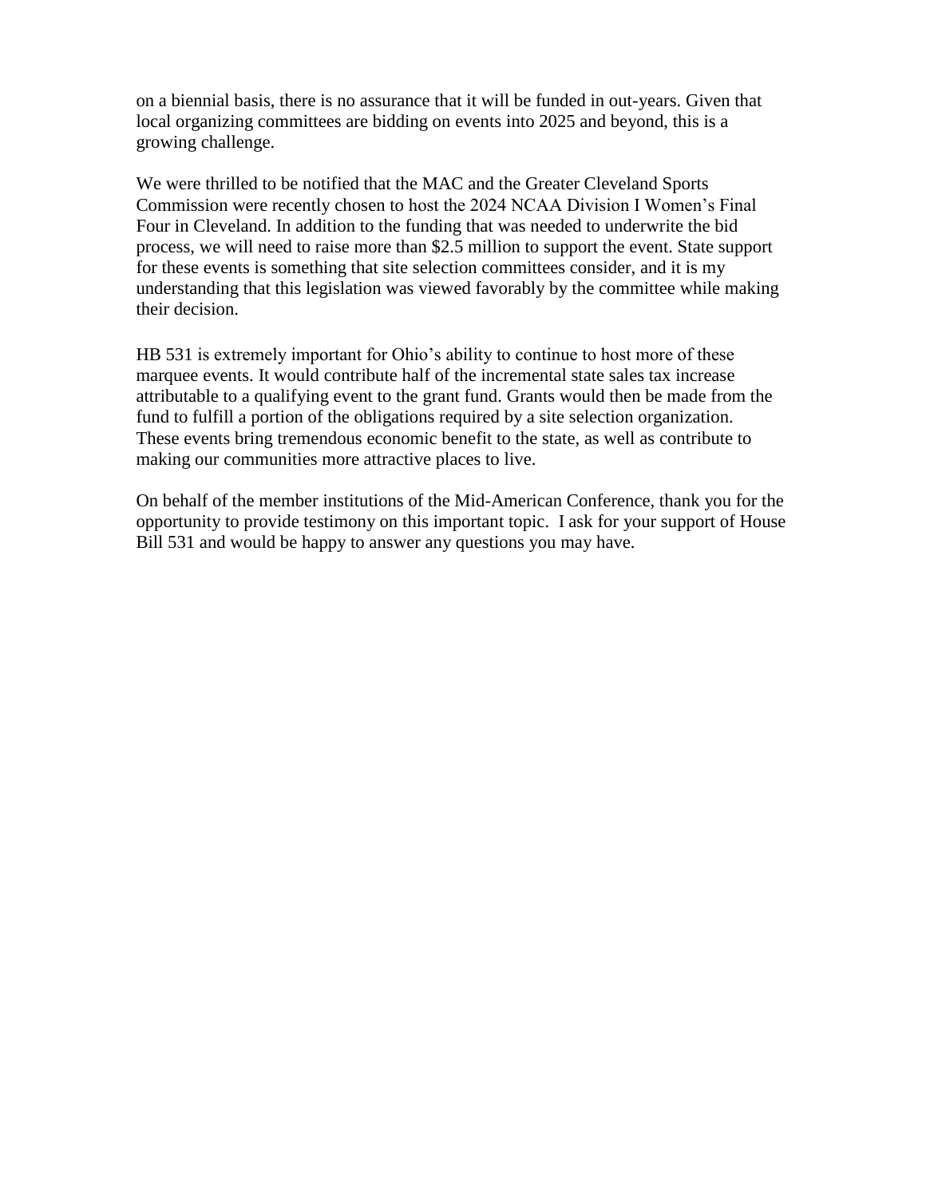on a biennial basis, there is no assurance that it will be funded in out-years. Given that local organizing committees are bidding on events into 2025 and beyond, this is a growing challenge.

We were thrilled to be notified that the MAC and the Greater Cleveland Sports Commission were recently chosen to host the 2024 NCAA Division I Women's Final Four in Cleveland. In addition to the funding that was needed to underwrite the bid process, we will need to raise more than $2.5 million to support the event. State support for these events is something that site selection committees consider, and it is my understanding that this legislation was viewed favorably by the committee while making their decision.

HB 531 is extremely important for Ohio's ability to continue to host more of these marquee events. It would contribute half of the incremental state sales tax increase attributable to a qualifying event to the grant fund. Grants would then be made from the fund to fulfill a portion of the obligations required by a site selection organization. These events bring tremendous economic benefit to the state, as well as contribute to making our communities more attractive places to live.

On behalf of the member institutions of the Mid-American Conference, thank you for the opportunity to provide testimony on this important topic. I ask for your support of House Bill 531 and would be happy to answer any questions you may have.